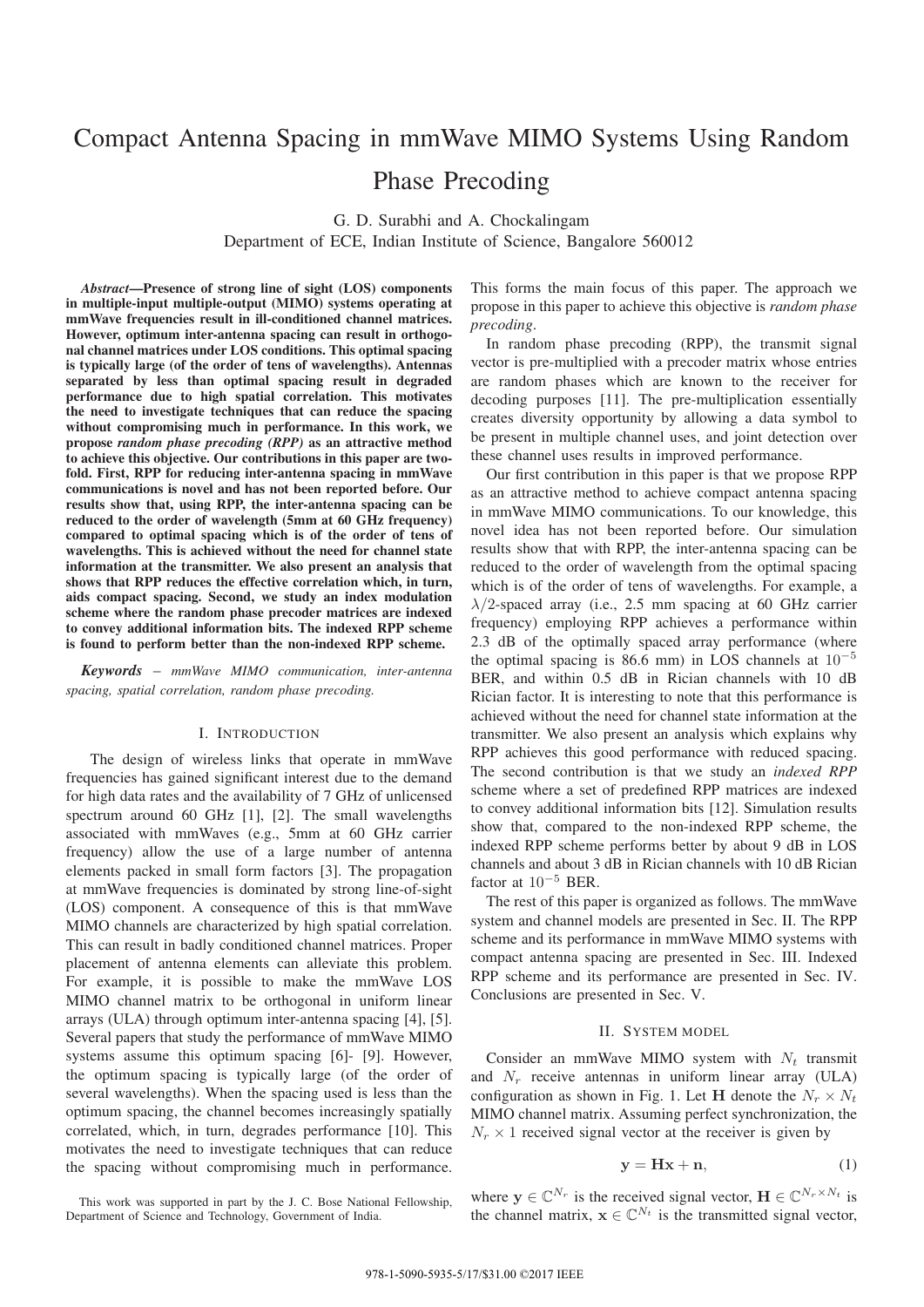# Compact Antenna Spacing in mmWave MIMO Systems Using Random Phase Precoding

G. D. Surabhi and A. Chockalingam
Department of ECE, Indian Institute of Science, Bangalore 560012

***Abstract*—Presence of strong line of sight (LOS) components in multiple-input multiple-output (MIMO) systems operating at mmWave frequencies result in ill-conditioned channel matrices. However, optimum inter-antenna spacing can result in orthogonal channel matrices under LOS conditions. This optimal spacing is typically large (of the order of tens of wavelengths). Antennas separated by less than optimal spacing result in degraded performance due to high spatial correlation. This motivates the need to investigate techniques that can reduce the spacing without compromising much in performance. In this work, we propose *random phase precoding (RPP)* as an attractive method to achieve this objective. Our contributions in this paper are two-fold. First, RPP for reducing inter-antenna spacing in mmWave communications is novel and has not been reported before. Our results show that, using RPP, the inter-antenna spacing can be reduced to the order of wavelength (5mm at 60 GHz frequency) compared to optimal spacing which is of the order of tens of wavelengths. This is achieved without the need for channel state information at the transmitter. We also present an analysis that shows that RPP reduces the effective correlation which, in turn, aids compact spacing. Second, we study an index modulation scheme where the random phase precoder matrices are indexed to convey additional information bits. The indexed RPP scheme is found to perform better than the non-indexed RPP scheme.**

***Keywords*** – *mmWave MIMO communication, inter-antenna spacing, spatial correlation, random phase precoding.*

## I. Introduction

The design of wireless links that operate in mmWave frequencies has gained significant interest due to the demand for high data rates and the availability of 7 GHz of unlicensed spectrum around 60 GHz [1], [2]. The small wavelengths associated with mmWaves (e.g., 5mm at 60 GHz carrier frequency) allow the use of a large number of antenna elements packed in small form factors [3]. The propagation at mmWave frequencies is dominated by strong line-of-sight (LOS) component. A consequence of this is that mmWave MIMO channels are characterized by high spatial correlation. This can result in badly conditioned channel matrices. Proper placement of antenna elements can alleviate this problem. For example, it is possible to make the mmWave LOS MIMO channel matrix to be orthogonal in uniform linear arrays (ULA) through optimum inter-antenna spacing [4], [5]. Several papers that study the performance of mmWave MIMO systems assume this optimum spacing [6]- [9]. However, the optimum spacing is typically large (of the order of several wavelengths). When the spacing used is less than the optimum spacing, the channel becomes increasingly spatially correlated, which, in turn, degrades performance [10]. This motivates the need to investigate techniques that can reduce the spacing without compromising much in performance. This forms the main focus of this paper. The approach we propose in this paper to achieve this objective is *random phase precoding*.

In random phase precoding (RPP), the transmit signal vector is pre-multiplied with a precoder matrix whose entries are random phases which are known to the receiver for decoding purposes [11]. The pre-multiplication essentially creates diversity opportunity by allowing a data symbol to be present in multiple channel uses, and joint detection over these channel uses results in improved performance.

Our first contribution in this paper is that we propose RPP as an attractive method to achieve compact antenna spacing in mmWave MIMO communications. To our knowledge, this novel idea has not been reported before. Our simulation results show that with RPP, the inter-antenna spacing can be reduced to the order of wavelength from the optimal spacing which is of the order of tens of wavelengths. For example, a $\lambda/2$-spaced array (i.e., 2.5 mm spacing at 60 GHz carrier frequency) employing RPP achieves a performance within 2.3 dB of the optimally spaced array performance (where the optimal spacing is 86.6 mm) in LOS channels at $10^{-5}$ BER, and within 0.5 dB in Rician channels with 10 dB Rician factor. It is interesting to note that this performance is achieved without the need for channel state information at the transmitter. We also present an analysis which explains why RPP achieves this good performance with reduced spacing. The second contribution is that we study an *indexed RPP* scheme where a set of predefined RPP matrices are indexed to convey additional information bits [12]. Simulation results show that, compared to the non-indexed RPP scheme, the indexed RPP scheme performs better by about 9 dB in LOS channels and about 3 dB in Rician channels with 10 dB Rician factor at $10^{-5}$ BER.

The rest of this paper is organized as follows. The mmWave system and channel models are presented in Sec. II. The RPP scheme and its performance in mmWave MIMO systems with compact antenna spacing are presented in Sec. III. Indexed RPP scheme and its performance are presented in Sec. IV. Conclusions are presented in Sec. V.

## II. System model

Consider an mmWave MIMO system with $N_t$ transmit and $N_r$ receive antennas in uniform linear array (ULA) configuration as shown in Fig. 1. Let $\mathbf{H}$ denote the $N_r \times N_t$ MIMO channel matrix. Assuming perfect synchronization, the $N_r \times 1$ received signal vector at the receiver is given by

$$\mathbf{y} = \mathbf{H}\mathbf{x} + \mathbf{n}, \tag{1}$$

where $\mathbf{y} \in \mathbb{C}^{N_r}$ is the received signal vector, $\mathbf{H} \in \mathbb{C}^{N_r \times N_t}$ is the channel matrix, $\mathbf{x} \in \mathbb{C}^{N_t}$ is the transmitted signal vector,

This work was supported in part by the J. C. Bose National Fellowship, Department of Science and Technology, Government of India.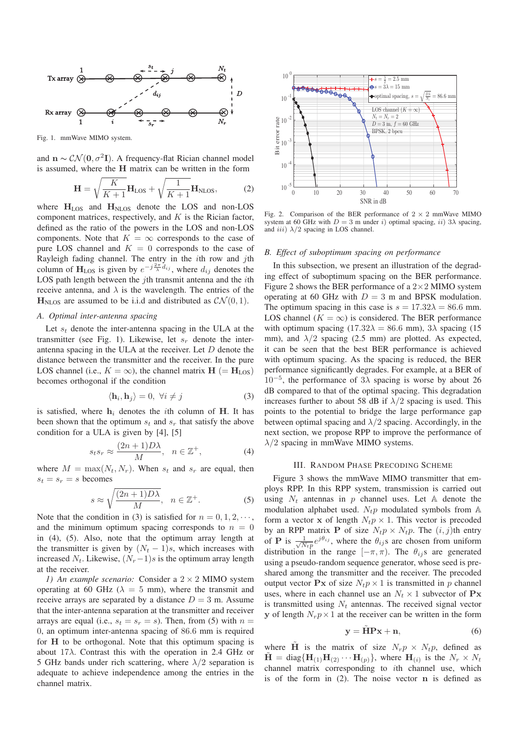Fig. 1. mmWave MIMO system.

and $\mathbf{n} \sim \mathcal{CN}(\mathbf{0}, \sigma^2\mathbf{I})$. A frequency-flat Rician channel model is assumed, where the $\mathbf{H}$ matrix can be written in the form

$$\mathbf{H} = \sqrt{\frac{K}{K+1}}\mathbf{H}_{\text{LOS}} + \sqrt{\frac{1}{K+1}}\mathbf{H}_{\text{NLOS}}, \tag{2}$$

where $\mathbf{H}_{\text{LOS}}$ and $\mathbf{H}_{\text{NLOS}}$ denote the LOS and non-LOS component matrices, respectively, and $K$ is the Rician factor, defined as the ratio of the powers in the LOS and non-LOS components. Note that $K = \infty$ corresponds to the case of pure LOS channel and $K = 0$ corresponds to the case of Rayleigh fading channel. The entry in the $i$th row and $j$th column of $\mathbf{H}_{\text{LOS}}$ is given by $e^{-j\frac{2\pi}{\lambda}d_{ij}}$, where $d_{ij}$ denotes the LOS path length between the $j$th transmit antenna and the $i$th receive antenna, and $\lambda$ is the wavelength. The entries of $\mathbf{H}_{\text{NLOS}}$ are assumed to be i.i.d and distributed as $\mathcal{CN}(0, 1)$.

### A. Optimal inter-antenna spacing

Let $s_t$ denote the inter-antenna spacing in the ULA at the transmitter (see Fig. 1). Likewise, let $s_r$ denote the inter-antenna spacing in the ULA at the receiver. Let $D$ denote the distance between the transmitter and the receiver. In the pure LOS channel (i.e., $K = \infty$), the channel matrix $\mathbf{H}$ ($= \mathbf{H}_{\text{LOS}}$) becomes orthogonal if the condition

$$\langle \mathbf{h}_i, \mathbf{h}_j \rangle = 0, \ \forall i \neq j \tag{3}$$

is satisfied, where $\mathbf{h}_i$ denotes the $i$th column of $\mathbf{H}$. It has been shown that the optimum $s_t$ and $s_r$ that satisfy the above condition for a ULA is given by [4], [5]

$$s_t s_r \approx \frac{(2n+1)D\lambda}{M}, \quad n \in \mathbb{Z}^+, \tag{4}$$

where $M = \max(N_t, N_r)$. When $s_t$ and $s_r$ are equal, then $s_t = s_r = s$ becomes

$$s \approx \sqrt{\frac{(2n+1)D\lambda}{M}}, \quad n \in \mathbb{Z}^+. \tag{5}$$

Note that the condition in (3) is satisfied for $n = 0, 1, 2, \cdots$, and the minimum optimum spacing corresponds to $n = 0$ in (4), (5). Also, note that the optimum array length at the transmitter is given by $(N_t - 1)s$, which increases with increased $N_t$. Likewise, $(N_r - 1)s$ is the optimum array length at the receiver.

*1) An example scenario:* Consider a $2 \times 2$ MIMO system operating at 60 GHz ($\lambda = 5$ mm), where the transmit and receive arrays are separated by a distance $D = 3$ m. Assume that the inter-antenna separation at the transmitter and receiver arrays are equal (i.e., $s_t = s_r = s$). Then, from (5) with $n = 0$, an optimum inter-antenna spacing of 86.6 mm is required for $\mathbf{H}$ to be orthogonal. Note that this optimum spacing is about $17\lambda$. Contrast this with the operation in 2.4 GHz or 5 GHz bands under rich scattering, where $\lambda/2$ separation is adequate to achieve independence among the entries in the channel matrix.

Fig. 2. Comparison of the BER performance of $2 \times 2$ mmWave MIMO system at 60 GHz with $D = 3$ m under $i)$ optimal spacing, $ii)$ $3\lambda$ spacing, and $iii)$ $\lambda/2$ spacing in LOS channel.

### B. Effect of suboptimum spacing on performance

In this subsection, we present an illustration of the degrading effect of suboptimum spacing on the BER performance. Figure 2 shows the BER performance of a $2\times 2$ MIMO system operating at 60 GHz with $D = 3$ m and BPSK modulation. The optimum spacing in this case is $s = 17.32\lambda = 86.6$ mm. LOS channel ($K = \infty$) is considered. The BER performance with optimum spacing ($17.32\lambda = 86.6$ mm), $3\lambda$ spacing (15 mm), and $\lambda/2$ spacing (2.5 mm) are plotted. As expected, it can be seen that the best BER performance is achieved with optimum spacing. As the spacing is reduced, the BER performance significantly degrades. For example, at a BER of $10^{-5}$, the performance of $3\lambda$ spacing is worse by about 26 dB compared to that of the optimal spacing. This degradation increases further to about 58 dB if $\lambda/2$ spacing is used. This points to the potential to bridge the large performance gap between optimal spacing and $\lambda/2$ spacing. Accordingly, in the next section, we propose RPP to improve the performance of $\lambda/2$ spacing in mmWave MIMO systems.

## III. Random Phase Precoding Scheme

Figure 3 shows the mmWave MIMO transmitter that employs RPP. In this RPP system, transmission is carried out using $N_t$ antennas in $p$ channel uses. Let $\mathbb{A}$ denote the modulation alphabet used. $N_t p$ modulated symbols from $\mathbb{A}$ form a vector $\mathbf{x}$ of length $N_t p \times 1$. This vector is precoded by an RPP matrix $\mathbf{P}$ of size $N_t p \times N_t p$. The $(i, j)$th entry of $\mathbf{P}$ is $\frac{1}{\sqrt{N_t p}}e^{j\theta_{ij}}$, where the $\theta_{ij}$s are chosen from uniform distribution in the range $[-\pi, \pi)$. The $\theta_{ij}$s are generated using a pseudo-random sequence generator, whose seed is pre-shared among the transmitter and the receiver. The precoded output vector $\mathbf{Px}$ of size $N_t p \times 1$ is transmitted in $p$ channel uses, where in each channel use an $N_t \times 1$ subvector of $\mathbf{Px}$ is transmitted using $N_t$ antennas. The received signal vector $\mathbf{y}$ of length $N_r p \times 1$ at the receiver can be written in the form

$$\mathbf{y} = \tilde{\mathbf{H}}\mathbf{P}\mathbf{x} + \mathbf{n}, \tag{6}$$

where $\tilde{\mathbf{H}}$ is the matrix of size $N_r p \times N_t p$, defined as $\tilde{\mathbf{H}} = \text{diag}\{\mathbf{H}_{(1)}\mathbf{H}_{(2)} \cdots \mathbf{H}_{(p)}\}$, where $\mathbf{H}_{(i)}$ is the $N_r \times N_t$ channel matrix corresponding to $i$th channel use, which is of the form in (2). The noise vector $\mathbf{n}$ is defined as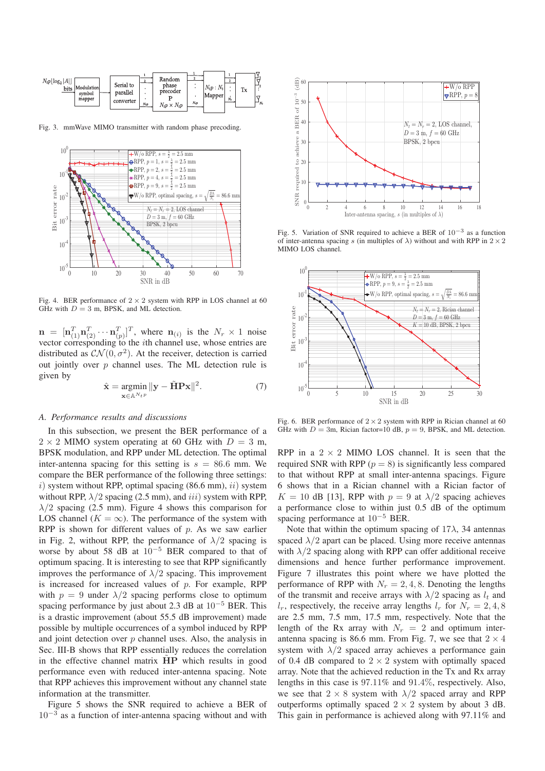Fig. 3. mmWave MIMO transmitter with random phase precoding.

Fig. 4. BER performance of $2 \times 2$ system with RPP in LOS channel at 60 GHz with $D = 3$ m, BPSK, and ML detection.

$\mathbf{n} = [\mathbf{n}_{(1)}^T \mathbf{n}_{(2)}^T \cdots \mathbf{n}_{(p)}^T]^T$, where $\mathbf{n}_{(i)}$ is the $N_r \times 1$ noise vector corresponding to the $i$th channel use, whose entries are distributed as $\mathcal{CN}(0, \sigma^2)$. At the receiver, detection is carried out jointly over $p$ channel uses. The ML detection rule is given by

$$\hat{\mathbf{x}} = \underset{\mathbf{x} \in \mathbb{A}^{N_t p}}{\operatorname{argmin}} \|\mathbf{y} - \tilde{\mathbf{H}}\mathbf{P}\mathbf{x}\|^2. \tag{7}$$

### A. Performance results and discussions

In this subsection, we present the BER performance of a $2 \times 2$ MIMO system operating at 60 GHz with $D = 3$ m, BPSK modulation, and RPP under ML detection. The optimal inter-antenna spacing for this setting is $s = 86.6$ mm. We compare the BER performance of the following three settings: $i)$ system without RPP, optimal spacing (86.6 mm), $ii)$ system without RPP, $\lambda/2$ spacing (2.5 mm), and $iii)$ system with RPP, $\lambda/2$ spacing (2.5 mm). Figure 4 shows this comparison for LOS channel ($K = \infty$). The performance of the system with RPP is shown for different values of $p$. As we saw earlier in Fig. 2, without RPP, the performance of $\lambda/2$ spacing is worse by about 58 dB at $10^{-5}$ BER compared to that of optimum spacing. It is interesting to see that RPP significantly improves the performance of $\lambda/2$ spacing. This improvement is increased for increased values of $p$. For example, RPP with $p = 9$ under $\lambda/2$ spacing performs close to optimum spacing performance by just about 2.3 dB at $10^{-5}$ BER. This is a drastic improvement (about 55.5 dB improvement) made possible by multiple occurrences of a symbol induced by RPP and joint detection over $p$ channel uses. Also, the analysis in Sec. III-B shows that RPP essentially reduces the correlation in the effective channel matrix $\tilde{\mathbf{H}}\mathbf{P}$ which results in good performance even with reduced inter-antenna spacing. Note that RPP achieves this improvement without any channel state information at the transmitter.

Figure 5 shows the SNR required to achieve a BER of $10^{-3}$ as a function of inter-antenna spacing without and with

Fig. 5. Variation of SNR required to achieve a BER of $10^{-3}$ as a function of inter-antenna spacing $s$ (in multiples of $\lambda$) without and with RPP in $2 \times 2$ MIMO LOS channel.

Fig. 6. BER performance of $2 \times 2$ system with RPP in Rician channel at 60 GHz with $D = 3$m, Rician factor=10 dB, $p = 9$, BPSK, and ML detection.

RPP in a $2 \times 2$ MIMO LOS channel. It is seen that the required SNR with RPP ($p = 8$) is significantly less compared to that without RPP at small inter-antenna spacings. Figure 6 shows that in a Rician channel with a Rician factor of $K = 10$ dB [13], RPP with $p = 9$ at $\lambda/2$ spacing achieves a performance close to within just 0.5 dB of the optimum spacing performance at $10^{-5}$ BER.

Note that within the optimum spacing of $17\lambda$, 34 antennas spaced $\lambda/2$ apart can be placed. Using more receive antennas with $\lambda/2$ spacing along with RPP can offer additional receive dimensions and hence further performance improvement. Figure 7 illustrates this point where we have plotted the performance of RPP with $N_r = 2, 4, 8$. Denoting the lengths of the transmit and receive arrays with $\lambda/2$ spacing as $l_t$ and $l_r$, respectively, the receive array lengths $l_r$ for $N_r = 2, 4, 8$ are 2.5 mm, 7.5 mm, 17.5 mm, respectively. Note that the length of the Rx array with $N_r = 2$ and optimum inter-antenna spacing is 86.6 mm. From Fig. 7, we see that $2 \times 4$ system with $\lambda/2$ spaced array achieves a performance gain of 0.4 dB compared to $2 \times 2$ system with optimally spaced array. Note that the achieved reduction in the Tx and Rx array lengths in this case is 97.11% and 91.4%, respectively. Also, we see that $2 \times 8$ system with $\lambda/2$ spaced array and RPP outperforms optimally spaced $2 \times 2$ system by about 3 dB. This gain in performance is achieved along with 97.11% and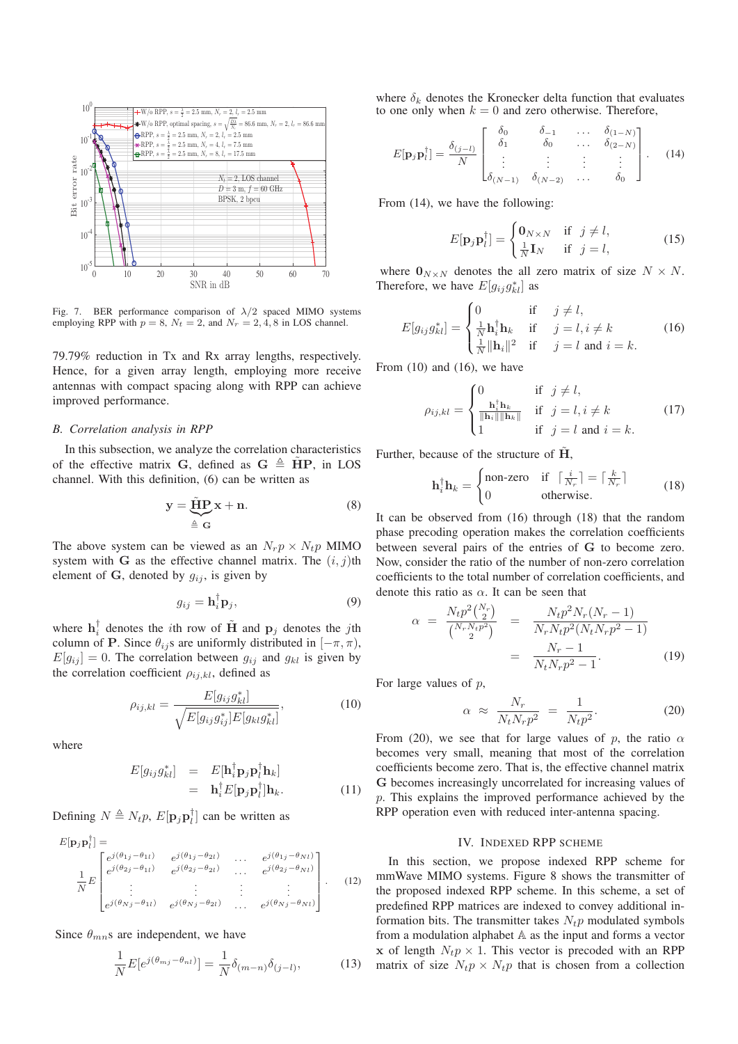Fig. 7. BER performance comparison of $\lambda/2$ spaced MIMO systems employing RPP with $p = 8$, $N_t = 2$, and $N_r = 2, 4, 8$ in LOS channel.

79.79% reduction in Tx and Rx array lengths, respectively. Hence, for a given array length, employing more receive antennas with compact spacing along with RPP can achieve improved performance.

### B. Correlation analysis in RPP

In this subsection, we analyze the correlation characteristics of the effective matrix $\mathbf{G}$, defined as $\mathbf{G} \triangleq \tilde{\mathbf{H}}\mathbf{P}$, in LOS channel. With this definition, (6) can be written as

$$\mathbf{y} = \underbrace{\tilde{\mathbf{H}}\mathbf{P}}_{\triangleq\, \mathbf{G}}\mathbf{x} + \mathbf{n}. \tag{8}$$

The above system can be viewed as an $N_r p \times N_t p$ MIMO system with $\mathbf{G}$ as the effective channel matrix. The $(i,j)$th element of $\mathbf{G}$, denoted by $g_{ij}$, is given by

$$g_{ij} = \mathbf{h}_i^{\dagger}\mathbf{p}_j, \tag{9}$$

where $\mathbf{h}_i^{\dagger}$ denotes the $i$th row of $\tilde{\mathbf{H}}$ and $\mathbf{p}_j$ denotes the $j$th column of $\mathbf{P}$. Since $\theta_{ij}$s are uniformly distributed in $[-\pi, \pi)$, $E[g_{ij}] = 0$. The correlation between $g_{ij}$ and $g_{kl}$ is given by the correlation coefficient $\rho_{ij,kl}$, defined as

$$\rho_{ij,kl} = \frac{E[g_{ij}g_{kl}^*]}{\sqrt{E[g_{ij}g_{ij}^*]E[g_{kl}g_{kl}^*]}}, \tag{10}$$

where

$$\begin{aligned} E[g_{ij}g_{kl}^*] &= E[\mathbf{h}_i^{\dagger}\mathbf{p}_j\mathbf{p}_l^{\dagger}\mathbf{h}_k] \\ &= \mathbf{h}_i^{\dagger}E[\mathbf{p}_j\mathbf{p}_l^{\dagger}]\mathbf{h}_k. \end{aligned} \tag{11}$$

Defining $N \triangleq N_t p$, $E[\mathbf{p}_j\mathbf{p}_l^{\dagger}]$ can be written as

$$E[\mathbf{p}_j\mathbf{p}_l^{\dagger}] = \frac{1}{N}E\begin{bmatrix} e^{j(\theta_{1j}-\theta_{1l})} & e^{j(\theta_{1j}-\theta_{2l})} & \ldots & e^{j(\theta_{1j}-\theta_{Nl})} \\ e^{j(\theta_{2j}-\theta_{1l})} & e^{j(\theta_{2j}-\theta_{2l})} & \ldots & e^{j(\theta_{2j}-\theta_{Nl})} \\ \vdots & \vdots & \vdots & \vdots \\ e^{j(\theta_{Nj}-\theta_{1l})} & e^{j(\theta_{Nj}-\theta_{2l})} & \ldots & e^{j(\theta_{Nj}-\theta_{Nl})} \end{bmatrix}. \tag{12}$$

Since $\theta_{mn}$s are independent, we have

$$\frac{1}{N}E[e^{j(\theta_{mj}-\theta_{nl})}] = \frac{1}{N}\delta_{(m-n)}\delta_{(j-l)}, \tag{13}$$

where $\delta_k$ denotes the Kronecker delta function that evaluates to one only when $k = 0$ and zero otherwise. Therefore,

$$E[\mathbf{p}_j\mathbf{p}_l^{\dagger}] = \frac{\delta_{(j-l)}}{N}\begin{bmatrix} \delta_0 & \delta_{-1} & \ldots & \delta_{(1-N)} \\ \delta_1 & \delta_0 & \ldots & \delta_{(2-N)} \\ \vdots & \vdots & \vdots & \vdots \\ \delta_{(N-1)} & \delta_{(N-2)} & \ldots & \delta_0 \end{bmatrix}. \tag{14}$$

From (14), we have the following:

$$E[\mathbf{p}_j\mathbf{p}_l^{\dagger}] = \begin{cases} \mathbf{0}_{N\times N} & \text{if } \ j \neq l, \\ \frac{1}{N}\mathbf{I}_N & \text{if } \ j = l, \end{cases} \tag{15}$$

where $\mathbf{0}_{N\times N}$ denotes the all zero matrix of size $N \times N$. Therefore, we have $E[g_{ij}g_{kl}^*]$ as

$$E[g_{ij}g_{kl}^*] = \begin{cases} 0 & \text{if } \ j \neq l, \\ \frac{1}{N}\mathbf{h}_i^{\dagger}\mathbf{h}_k & \text{if } \ j = l, i \neq k \\ \frac{1}{N}\|\mathbf{h}_i\|^2 & \text{if } \ j = l \text{ and } i = k. \end{cases} \tag{16}$$

From (10) and (16), we have

$$\rho_{ij,kl} = \begin{cases} 0 & \text{if } \ j \neq l, \\ \frac{\mathbf{h}_i^{\dagger}\mathbf{h}_k}{\|\mathbf{h}_i\|\|\mathbf{h}_k\|} & \text{if } \ j = l, i \neq k \\ 1 & \text{if } \ j = l \text{ and } i = k. \end{cases} \tag{17}$$

Further, because of the structure of $\tilde{\mathbf{H}}$,

$$\mathbf{h}_i^{\dagger}\mathbf{h}_k \begin{cases} \text{non-zero} & \text{if } \ \lceil \frac{i}{N_r} \rceil = \lceil \frac{k}{N_r} \rceil \\ 0 & \text{otherwise.} \end{cases} \tag{18}$$

It can be observed from (16) through (18) that the random phase precoding operation makes the correlation coefficients between several pairs of the entries of $\mathbf{G}$ to become zero. Now, consider the ratio of the number of non-zero correlation coefficients to the total number of correlation coefficients, and denote this ratio as $\alpha$. It can be seen that

$$\begin{aligned} \alpha &= \frac{N_t p^2 \binom{N_r}{2}}{\binom{N_r N_t p^2}{2}} = \frac{N_t p^2 N_r (N_r - 1)}{N_r N_t p^2 (N_t N_r p^2 - 1)} \\ &= \frac{N_r - 1}{N_t N_r p^2 - 1}. \end{aligned} \tag{19}$$

For large values of $p$,

$$\alpha \approx \frac{N_r}{N_t N_r p^2} = \frac{1}{N_t p^2}. \tag{20}$$

From (20), we see that for large values of $p$, the ratio $\alpha$ becomes very small, meaning that most of the correlation coefficients become zero. That is, the effective channel matrix $\mathbf{G}$ becomes increasingly uncorrelated for increasing values of $p$. This explains the improved performance achieved by the RPP operation even with reduced inter-antenna spacing.

## IV. Indexed RPP scheme

In this section, we propose indexed RPP scheme for mmWave MIMO systems. Figure 8 shows the transmitter of the proposed indexed RPP scheme. In this scheme, a set of predefined RPP matrices are indexed to convey additional information bits. The transmitter takes $N_t p$ modulated symbols from a modulation alphabet $\mathbb{A}$ as the input and forms a vector $\mathbf{x}$ of length $N_t p \times 1$. This vector is precoded with an RPP matrix of size $N_t p \times N_t p$ that is chosen from a collection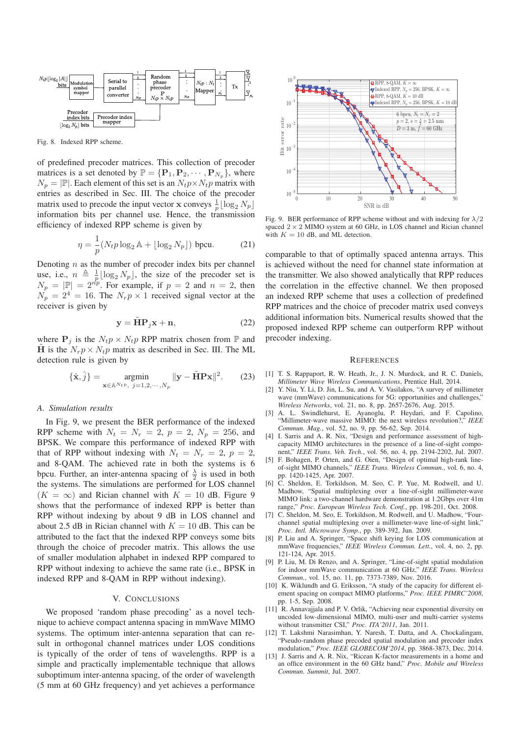$N_t p\lfloor\log_2|\mathbb{A}|\rfloor$ bits

Modulation symbol mapper

Serial to parallel converter

Random phase precoder $\mathbf{P}$ $N_t p \times N_t p$

$N_t p : N_t$ Mapper

Tx

Precoder index bits $\lfloor\log_2 N_p\rfloor$ bits

Precoder index mapper

Fig. 8. Indexed RPP scheme.

of predefined precoder matrices. This collection of precoder matrices is a set denoted by $\mathbb{P}=\{\mathbf{P}_1,\mathbf{P}_2,\cdots,\mathbf{P}_{N_p}\}$, where $N_p=|\mathbb{P}|$. Each element of this set is an $N_t p\times N_t p$ matrix with entries as described in Sec. III. The choice of the precoder matrix used to precode the input vector $\mathbf{x}$ conveys $\frac{1}{p}\lfloor\log_2 N_p\rfloor$ information bits per channel use. Hence, the transmission efficiency of indexed RPP scheme is given by

$$\eta=\frac{1}{p}(N_t p\log_2\mathbb{A}+\lfloor\log_2 N_p\rfloor)\ \text{bpcu}. \tag{21}$$

Denoting $n$ as the number of precoder index bits per channel use, i.e., $n\triangleq\frac{1}{p}\lfloor\log_2 N_p\rfloor$, the size of the precoder set is $N_p=|\mathbb{P}|=2^{np}$. For example, if $p=2$ and $n=2$, then $N_p=2^4=16$. The $N_r p\times 1$ received signal vector at the receiver is given by

$$\mathbf{y}=\tilde{\mathbf{H}}\mathbf{P}_j\mathbf{x}+\mathbf{n}, \tag{22}$$

where $\mathbf{P}_j$ is the $N_t p\times N_t p$ RPP matrix chosen from $\mathbb{P}$ and $\tilde{\mathbf{H}}$ is the $N_r p\times N_t p$ matrix as described in Sec. III. The ML detection rule is given by

$$\{\hat{\mathbf{x}},\hat{j}\}=\underset{\mathbf{x}\in\mathbb{A}^{N_t p},\ j=1,2,\cdots,N_p}{\operatorname{argmin}}\ \|\mathbf{y}-\tilde{\mathbf{H}}\mathbf{P}\mathbf{x}\|^2. \tag{23}$$

### A. Simulation results

In Fig. 9, we present the BER performance of the indexed RPP scheme with $N_t=N_r=2$, $p=2$, $N_p=256$, and BPSK. We compare this performance of indexed RPP with that of RPP without indexing with $N_t=N_r=2$, $p=2$, and 8-QAM. The achieved rate in both the systems is 6 bpcu. Further, an inter-antenna spacing of $\frac{\lambda}{2}$ is used in both the systems. The simulations are performed for LOS channel ($K=\infty$) and Rician channel with $K=10$ dB. Figure 9 shows that the performance of indexed RPP is better than RPP without indexing by about 9 dB in LOS channel and about 2.5 dB in Rician channel with $K=10$ dB. This can be attributed to the fact that the indexed RPP conveys some bits through the choice of precoder matrix. This allows the use of smaller modulation alphabet in indexed RPP compared to RPP without indexing to achieve the same rate (i.e., BPSK in indexed RPP and 8-QAM in RPP without indexing).

Bit error rate

SNR in dB

RPP, 8-QAM, $K=\infty$
Indexed RPP, $N_p=256$, BPSK, $K=\infty$
RPP, 8-QAM, $K=10$ dB
Indexed RPP, $N_p=256$, BPSK, $K=10$ dB

6 bpcu, $N_t=N_r=2$
$p=2$, $s=\frac{\lambda}{2}=2.5$ mm
$D=3$ m, $f=60$ GHz

$10^0$ $10^{-1}$ $10^{-2}$ $10^{-3}$ $10^{-4}$ $10^{-5}$
0 10 20 30 40 50

Fig. 9. BER performance of RPP scheme without and with indexing for $\lambda/2$ spaced $2\times 2$ MIMO system at 60 GHz, in LOS channel and Rician channel with $K=10$ dB, and ML detection.

comparable to that of optimally spaced antenna arrays. This is achieved without the need for channel state information at the transmitter. We also showed analytically that RPP reduces the correlation in the effective channel. We then proposed an indexed RPP scheme that uses a collection of predefined RPP matrices and the choice of precoder matrix used conveys additional information bits. Numerical results showed that the proposed indexed RPP scheme can outperform RPP without precoder indexing.

## V. Conclusions

We proposed 'random phase precoding' as a novel technique to achieve compact antenna spacing in mmWave MIMO systems. The optimum inter-antenna separation that can result in orthogonal channel matrices under LOS conditions is typically of the order of tens of wavelengths. RPP is a simple and practically implementable technique that allows suboptimum inter-antenna spacing, of the order of wavelength (5 mm at 60 GHz frequency) and yet achieves a performance comparable to that of optimally spaced antenna arrays. This is achieved without the need for channel state information at the transmitter. We also showed analytically that RPP reduces the correlation in the effective channel. We then proposed an indexed RPP scheme that uses a collection of predefined RPP matrices and the choice of precoder matrix used conveys additional information bits. Numerical results showed that the proposed indexed RPP scheme can outperform RPP without precoder indexing.

## References

[1] T. S. Rappaport, R. W. Heath, Jr., J. N. Murdock, and R. C. Daniels, *Millimeter Wave Wireless Communications*, Prentice Hall, 2014.

[2] Y. Niu, Y. Li, D. Jin, L. Su, and A. V. Vasilakos, "A survey of millimeter wave (mmWave) communications for 5G: opportunities and challenges," *Wireless Networks*, vol. 21, no. 8, pp. 2657-2676, Aug. 2015.

[3] A. L. Swindlehurst, E. Ayanoglu, P. Heydari, and F. Capolino, "Millimeter-wave massive MIMO: the next wireless revolution?," *IEEE Commun. Mag.*, vol. 52, no. 9, pp. 56-62, Sep. 2014.

[4] I. Sarris and A. R. Nix, "Design and performance assessment of high-capacity MIMO architectures in the presence of a line-of-sight component," *IEEE Trans. Veh. Tech.*, vol. 56, no. 4, pp. 2194-2202, Jul. 2007.

[5] F. Bohagen, P. Orten, and G. Oien, "Design of optimal high-rank line-of-sight MIMO channels," *IEEE Trans. Wireless Commun.*, vol. 6, no. 4, pp. 1420-1425, Apr. 2007.

[6] C. Sheldon, E. Torkildson, M. Seo, C. P. Yue, M. Rodwell, and U. Madhow, "Spatial multiplexing over a line-of-sight millimeter-wave MIMO link: a two-channel hardware demonstration at 1.2Gbps over 41m range," *Proc. European Wireless Tech. Conf.*, pp. 198-201, Oct. 2008.

[7] C. Sheldon, M. Seo, E. Torkildson, M. Rodwell, and U. Madhow, "Four-channel spatial multiplexing over a millimeter-wave line-of-sight link," *Proc. Intl. Microwave Symp.*, pp. 389-392, Jun. 2009.

[8] P. Liu and A. Springer, "Space shift keying for LOS communication at mmWave frequencies," *IEEE Wireless Commun. Lett.*, vol. 4, no. 2, pp. 121-124, Apr. 2015.

[9] P. Liu, M. Di Renzo, and A. Springer, "Line-of-sight spatial modulation for indoor mmWave communication at 60 GHz," *IEEE Trans. Wireless Commun.*, vol. 15, no. 11, pp. 7373-7389, Nov. 2016.

[10] K. Wiklundh and G. Eriksson, "A study of the capacity for different element spacing on compact MIMO platforms," *Proc. IEEE PIMRC'2008*, pp. 1-5, Sep. 2008.

[11] R. Annavajjala and P. V. Orlik, "Achieving near exponential diversity on uncoded low-dimensional MIMO, multi-user and multi-carrier systems without transmitter CSI," *Proc. ITA'2011*, Jan. 2011.

[12] T. Lakshmi Narasimhan, Y. Naresh, T. Datta, and A. Chockalingam, "Pseudo-random phase precoded spatial modulation and precoder index modulation," *Proc. IEEE GLOBECOM'2014*, pp. 3868-3873, Dec. 2014.

[13] J. Sarris and A. R. Nix, "Ricean K-factor measurements in a home and an office environment in the 60 GHz band," *Proc. Mobile and Wireless Commun. Summit*, Jul. 2007.